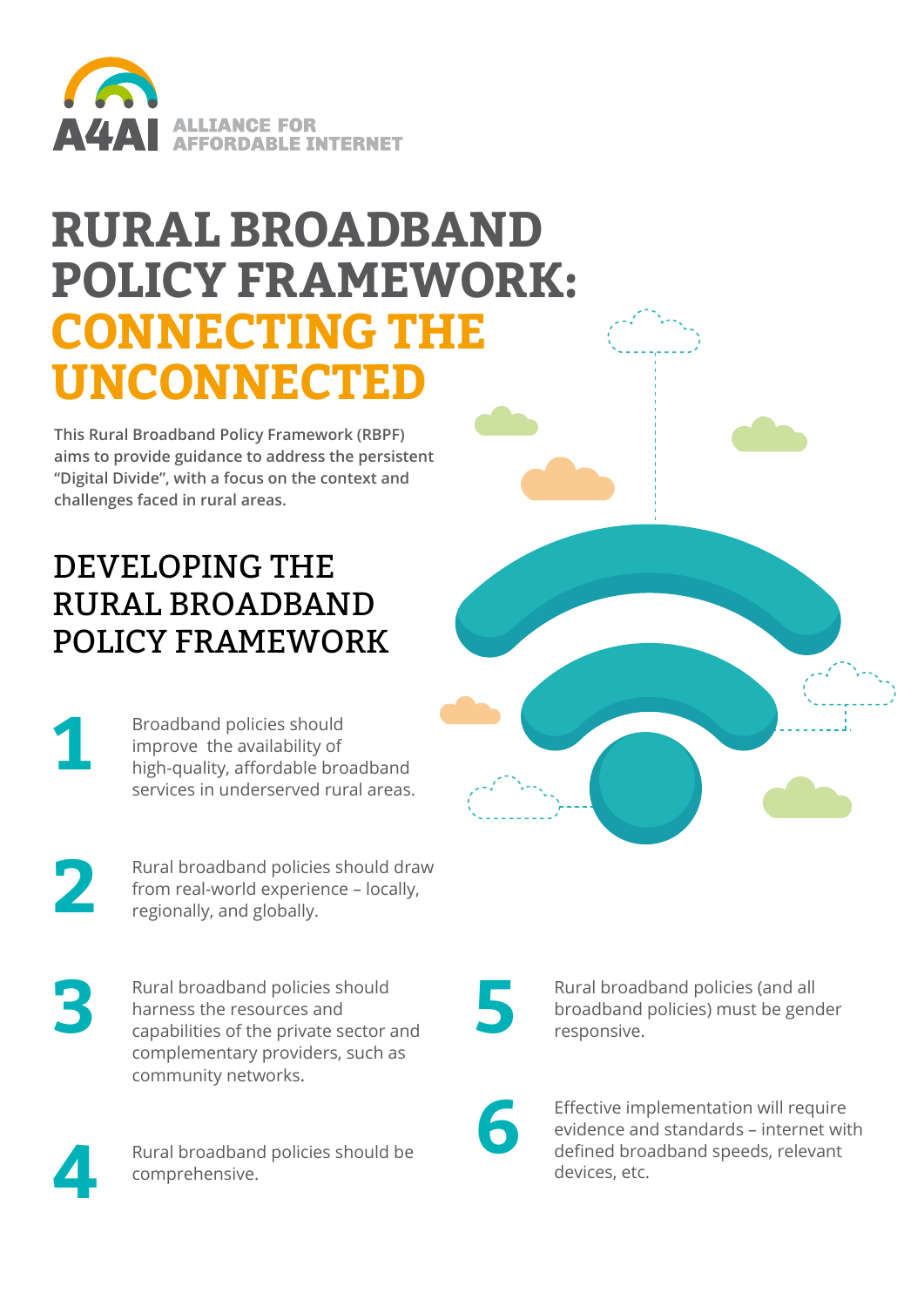**A4AI** ALLIANCE FOR AFFORDABLE INTERNET

# RURAL BROADBAND POLICY FRAMEWORK: CONNECTING THE UNCONNECTED

**This Rural Broadband Policy Framework (RBPF) aims to provide guidance to address the persistent "Digital Divide", with a focus on the context and challenges faced in rural areas.**

## DEVELOPING THE RURAL BROADBAND POLICY FRAMEWORK

1. Broadband policies should improve the availability of high-quality, affordable broadband services in underserved rural areas.

2. Rural broadband policies should draw from real-world experience – locally, regionally, and globally.

3. Rural broadband policies should harness the resources and capabilities of the private sector and complementary providers, such as community networks.

4. Rural broadband policies should be comprehensive.

5. Rural broadband policies (and all broadband policies) must be gender responsive.

6. Effective implementation will require evidence and standards – internet with defined broadband speeds, relevant devices, etc.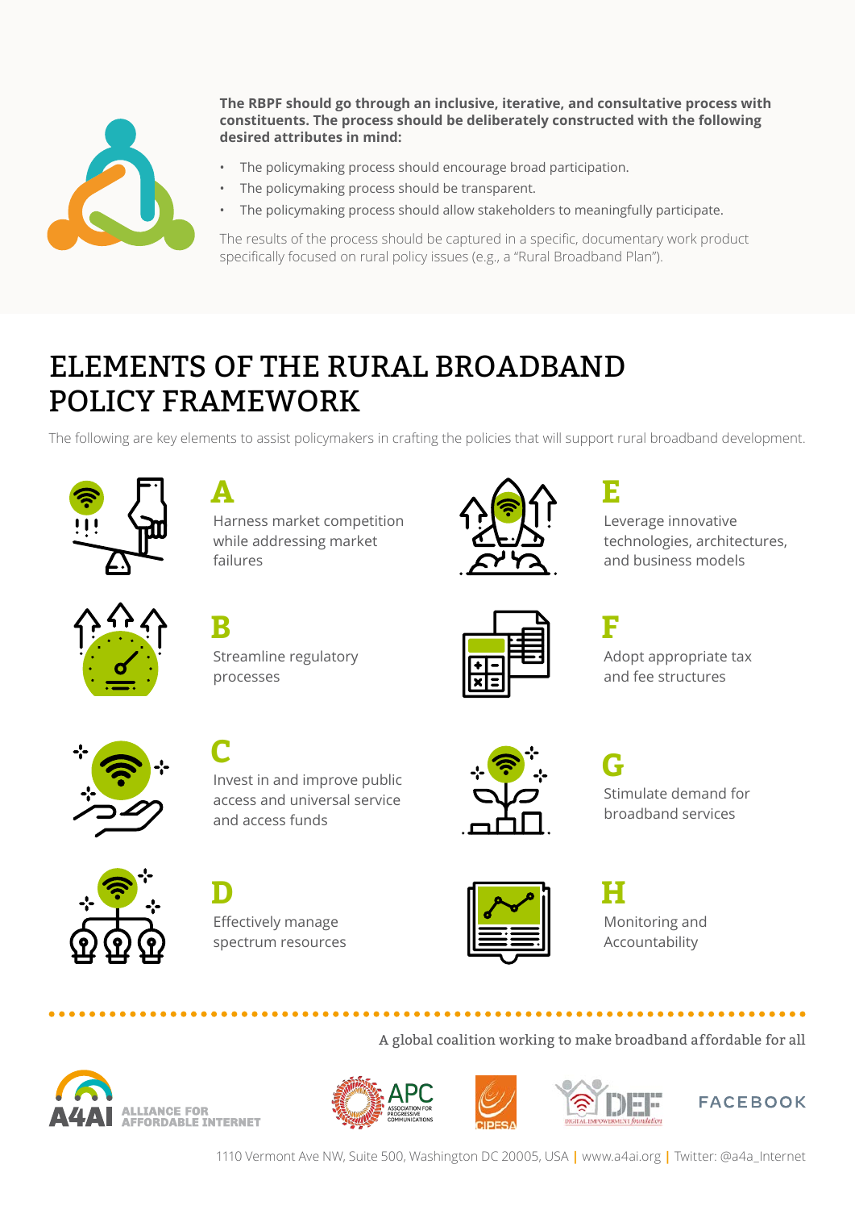**The RBPF should go through an inclusive, iterative, and consultative process with constituents. The process should be deliberately constructed with the following desired attributes in mind:**

- The policymaking process should encourage broad participation.
- The policymaking process should be transparent.
- The policymaking process should allow stakeholders to meaningfully participate.

The results of the process should be captured in a specific, documentary work product specifically focused on rural policy issues (e.g., a "Rural Broadband Plan").

# ELEMENTS OF THE RURAL BROADBAND POLICY FRAMEWORK

The following are key elements to assist policymakers in crafting the policies that will support rural broadband development.

## A
Harness market competition while addressing market failures

## B
Streamline regulatory processes

## C
Invest in and improve public access and universal service and access funds

## D
Effectively manage spectrum resources

## E
Leverage innovative technologies, architectures, and business models

## F
Adopt appropriate tax and fee structures

## G
Stimulate demand for broadband services

## H
Monitoring and Accountability

A global coalition working to make broadband affordable for all

A4AI ALLIANCE FOR AFFORDABLE INTERNET

APC ASSOCIATION FOR PROGRESSIVE COMMUNICATIONS

CIPESA

DEF DIGITAL EMPOWERMENT foundation

FACEBOOK

1110 Vermont Ave NW, Suite 500, Washington DC 20005, USA | www.a4ai.org | Twitter: @a4a_Internet